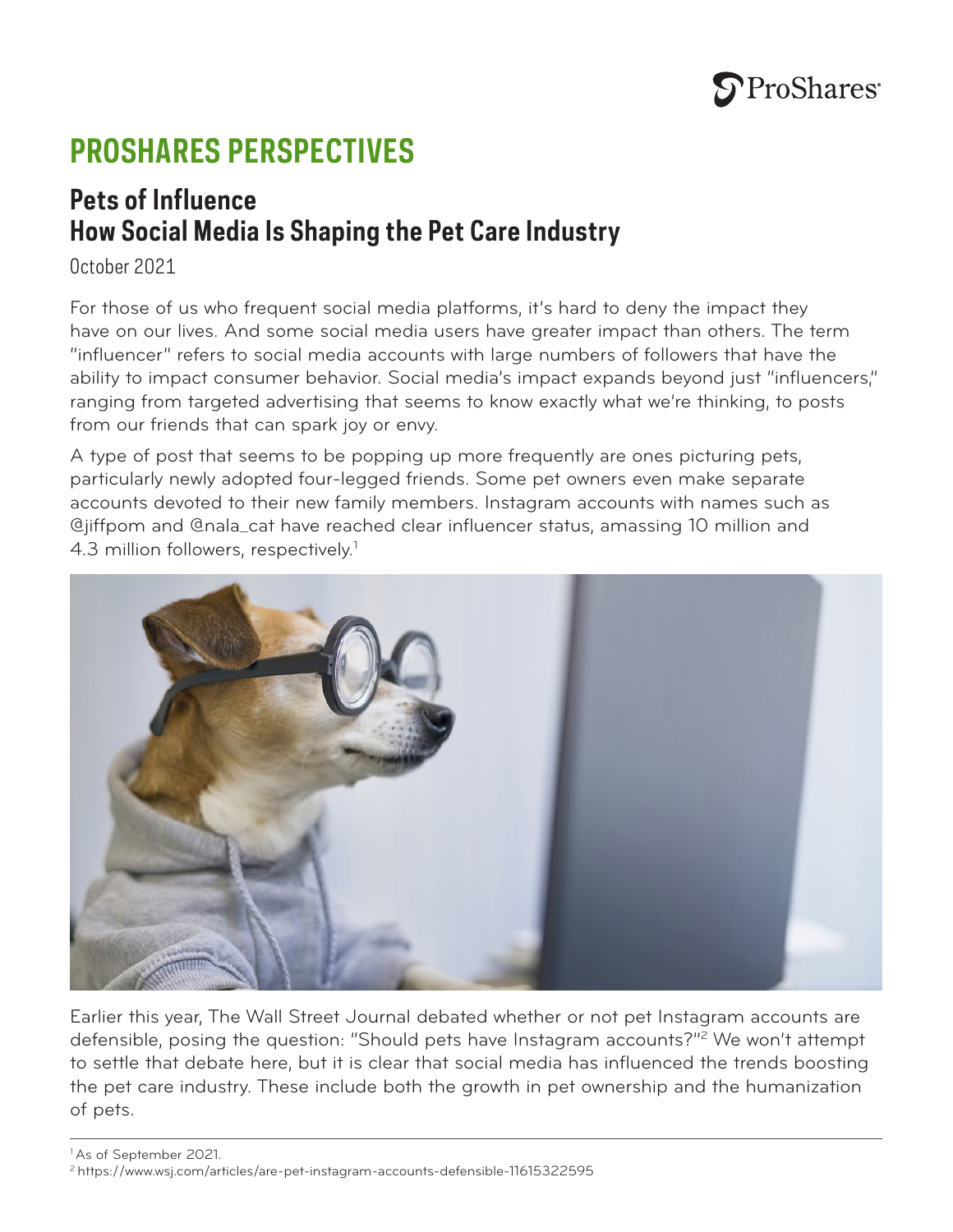# PROSHARES PERSPECTIVES

## Pets of Influence
## How Social Media Is Shaping the Pet Care Industry

October 2021

For those of us who frequent social media platforms, it's hard to deny the impact they have on our lives. And some social media users have greater impact than others. The term "influencer" refers to social media accounts with large numbers of followers that have the ability to impact consumer behavior. Social media's impact expands beyond just "influencers," ranging from targeted advertising that seems to know exactly what we're thinking, to posts from our friends that can spark joy or envy.

A type of post that seems to be popping up more frequently are ones picturing pets, particularly newly adopted four-legged friends. Some pet owners even make separate accounts devoted to their new family members. Instagram accounts with names such as @jiffpom and @nala_cat have reached clear influencer status, amassing 10 million and 4.3 million followers, respectively.[1]

Earlier this year, The Wall Street Journal debated whether or not pet Instagram accounts are defensible, posing the question: "Should pets have Instagram accounts?"[2] We won't attempt to settle that debate here, but it is clear that social media has influenced the trends boosting the pet care industry. These include both the growth in pet ownership and the humanization of pets.

---

[1] As of September 2021.

[2] https://www.wsj.com/articles/are-pet-instagram-accounts-defensible-11615322595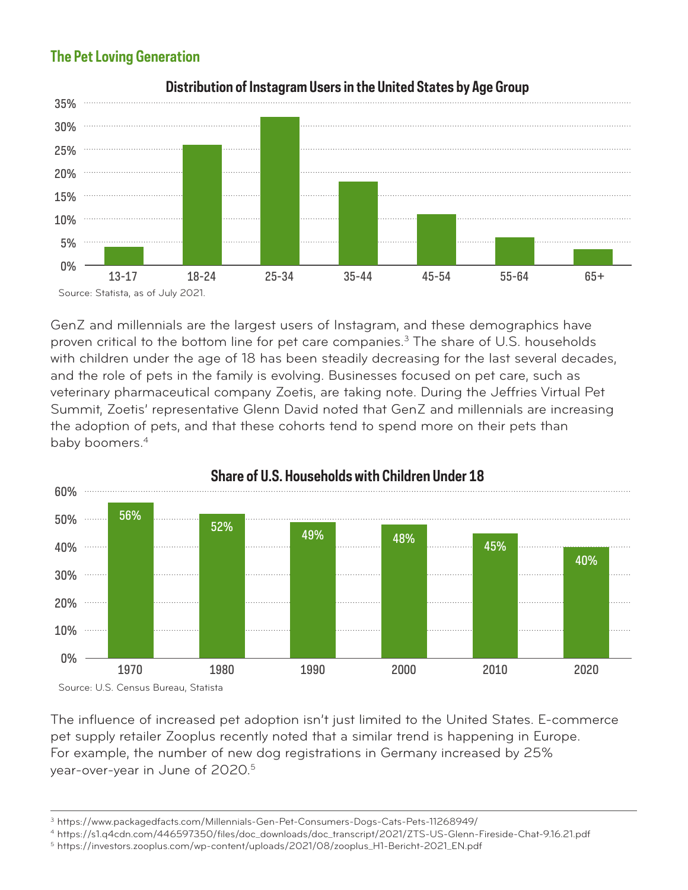## The Pet Loving Generation

**Distribution of Instagram Users in the United States by Age Group**

Source: Statista, as of July 2021.

GenZ and millennials are the largest users of Instagram, and these demographics have proven critical to the bottom line for pet care companies.[3] The share of U.S. households with children under the age of 18 has been steadily decreasing for the last several decades, and the role of pets in the family is evolving. Businesses focused on pet care, such as veterinary pharmaceutical company Zoetis, are taking note. During the Jeffries Virtual Pet Summit, Zoetis' representative Glenn David noted that GenZ and millennials are increasing the adoption of pets, and that these cohorts tend to spend more on their pets than baby boomers.[4]

**Share of U.S. Households with Children Under 18**

| Year | Share |
|---|---|
| 1970 | 56% |
| 1980 | 52% |
| 1990 | 49% |
| 2000 | 48% |
| 2010 | 45% |
| 2020 | 40% |

Source: U.S. Census Bureau, Statista

The influence of increased pet adoption isn't just limited to the United States. E-commerce pet supply retailer Zooplus recently noted that a similar trend is happening in Europe. For example, the number of new dog registrations in Germany increased by 25% year-over-year in June of 2020.[5]

---

[3] https://www.packagedfacts.com/Millennials-Gen-Pet-Consumers-Dogs-Cats-Pets-11268949/

[4] https://s1.q4cdn.com/446597350/files/doc_downloads/doc_transcript/2021/ZTS-US-Glenn-Fireside-Chat-9.16.21.pdf

[5] https://investors.zooplus.com/wp-content/uploads/2021/08/zooplus_H1-Bericht-2021_EN.pdf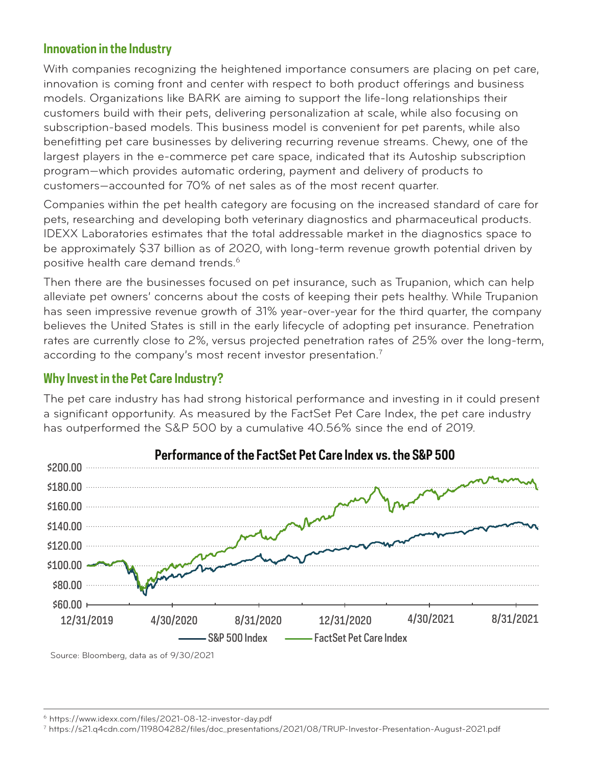## Innovation in the Industry

With companies recognizing the heightened importance consumers are placing on pet care, innovation is coming front and center with respect to both product offerings and business models. Organizations like BARK are aiming to support the life-long relationships their customers build with their pets, delivering personalization at scale, while also focusing on subscription-based models. This business model is convenient for pet parents, while also benefitting pet care businesses by delivering recurring revenue streams. Chewy, one of the largest players in the e-commerce pet care space, indicated that its Autoship subscription program—which provides automatic ordering, payment and delivery of products to customers—accounted for 70% of net sales as of the most recent quarter.

Companies within the pet health category are focusing on the increased standard of care for pets, researching and developing both veterinary diagnostics and pharmaceutical products. IDEXX Laboratories estimates that the total addressable market in the diagnostics space to be approximately $37 billion as of 2020, with long-term revenue growth potential driven by positive health care demand trends.[6]

Then there are the businesses focused on pet insurance, such as Trupanion, which can help alleviate pet owners' concerns about the costs of keeping their pets healthy. While Trupanion has seen impressive revenue growth of 31% year-over-year for the third quarter, the company believes the United States is still in the early lifecycle of adopting pet insurance. Penetration rates are currently close to 2%, versus projected penetration rates of 25% over the long-term, according to the company's most recent investor presentation.[7]

## Why Invest in the Pet Care Industry?

The pet care industry has had strong historical performance and investing in it could present a significant opportunity. As measured by the FactSet Pet Care Index, the pet care industry has outperformed the S&P 500 by a cumulative 40.56% since the end of 2019.

**Performance of the FactSet Pet Care Index vs. the S&P 500**

Source: Bloomberg, data as of 9/30/2021

---

[6] https://www.idexx.com/files/2021-08-12-investor-day.pdf

[7] https://s21.q4cdn.com/119804282/files/doc_presentations/2021/08/TRUP-Investor-Presentation-August-2021.pdf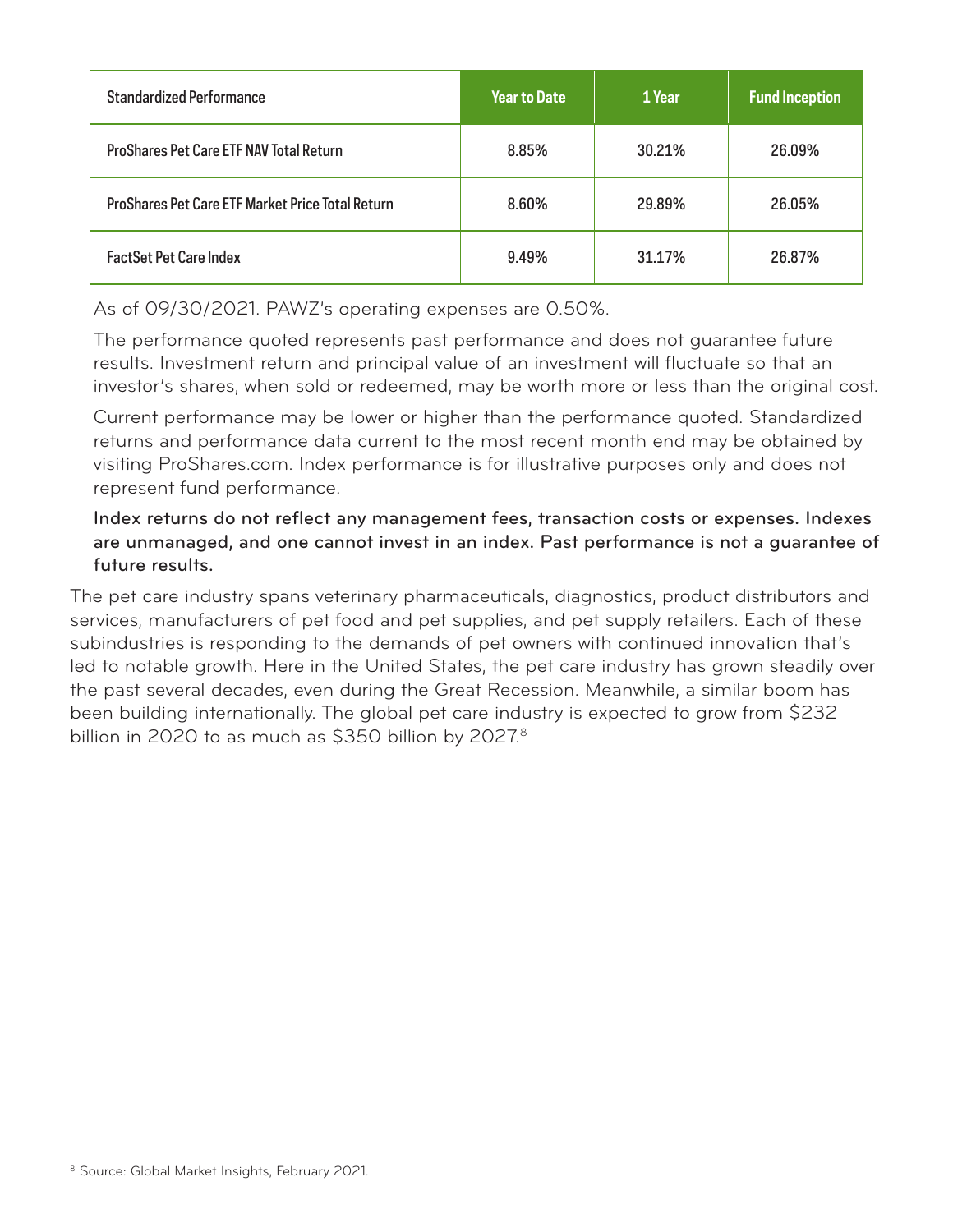| Standardized Performance | Year to Date | 1 Year | Fund Inception |
|---|---|---|---|
| ProShares Pet Care ETF NAV Total Return | 8.85% | 30.21% | 26.09% |
| ProShares Pet Care ETF Market Price Total Return | 8.60% | 29.89% | 26.05% |
| FactSet Pet Care Index | 9.49% | 31.17% | 26.87% |

As of 09/30/2021. PAWZ's operating expenses are 0.50%.

The performance quoted represents past performance and does not guarantee future results. Investment return and principal value of an investment will fluctuate so that an investor's shares, when sold or redeemed, may be worth more or less than the original cost.

Current performance may be lower or higher than the performance quoted. Standardized returns and performance data current to the most recent month end may be obtained by visiting ProShares.com. Index performance is for illustrative purposes only and does not represent fund performance.

**Index returns do not reflect any management fees, transaction costs or expenses. Indexes are unmanaged, and one cannot invest in an index. Past performance is not a guarantee of future results.**

The pet care industry spans veterinary pharmaceuticals, diagnostics, product distributors and services, manufacturers of pet food and pet supplies, and pet supply retailers. Each of these subindustries is responding to the demands of pet owners with continued innovation that's led to notable growth. Here in the United States, the pet care industry has grown steadily over the past several decades, even during the Great Recession. Meanwhile, a similar boom has been building internationally. The global pet care industry is expected to grow from $232 billion in 2020 to as much as $350 billion by 2027.[8]

[8] Source: Global Market Insights, February 2021.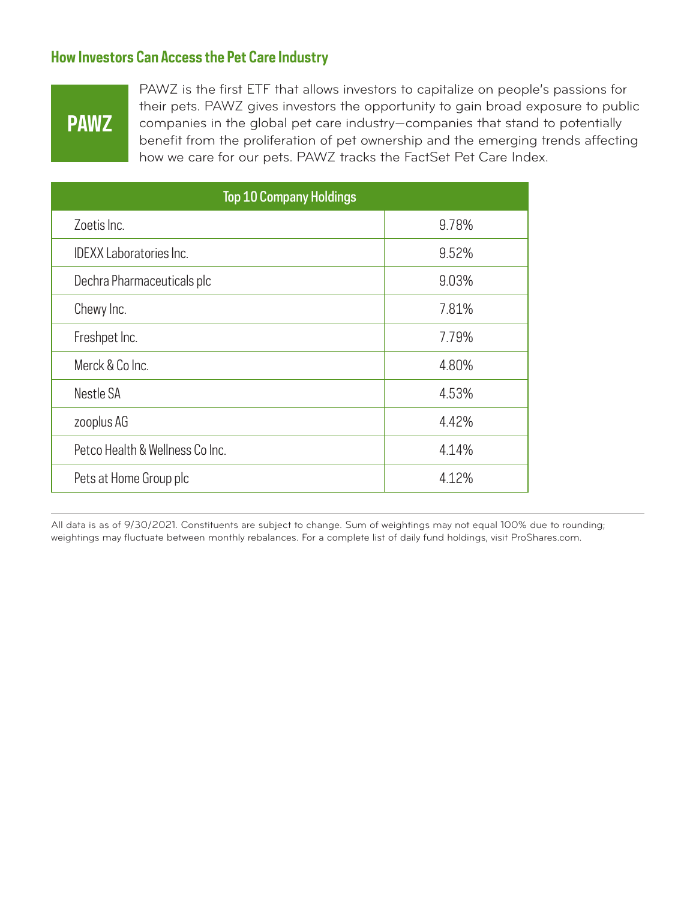## How Investors Can Access the Pet Care Industry

**PAWZ**

PAWZ is the first ETF that allows investors to capitalize on people's passions for their pets. PAWZ gives investors the opportunity to gain broad exposure to public companies in the global pet care industry—companies that stand to potentially benefit from the proliferation of pet ownership and the emerging trends affecting how we care for our pets. PAWZ tracks the FactSet Pet Care Index.

| Top 10 Company Holdings | |
|---|---|
| Zoetis Inc. | 9.78% |
| IDEXX Laboratories Inc. | 9.52% |
| Dechra Pharmaceuticals plc | 9.03% |
| Chewy Inc. | 7.81% |
| Freshpet Inc. | 7.79% |
| Merck & Co Inc. | 4.80% |
| Nestle SA | 4.53% |
| zooplus AG | 4.42% |
| Petco Health & Wellness Co Inc. | 4.14% |
| Pets at Home Group plc | 4.12% |

All data is as of 9/30/2021. Constituents are subject to change. Sum of weightings may not equal 100% due to rounding; weightings may fluctuate between monthly rebalances. For a complete list of daily fund holdings, visit ProShares.com.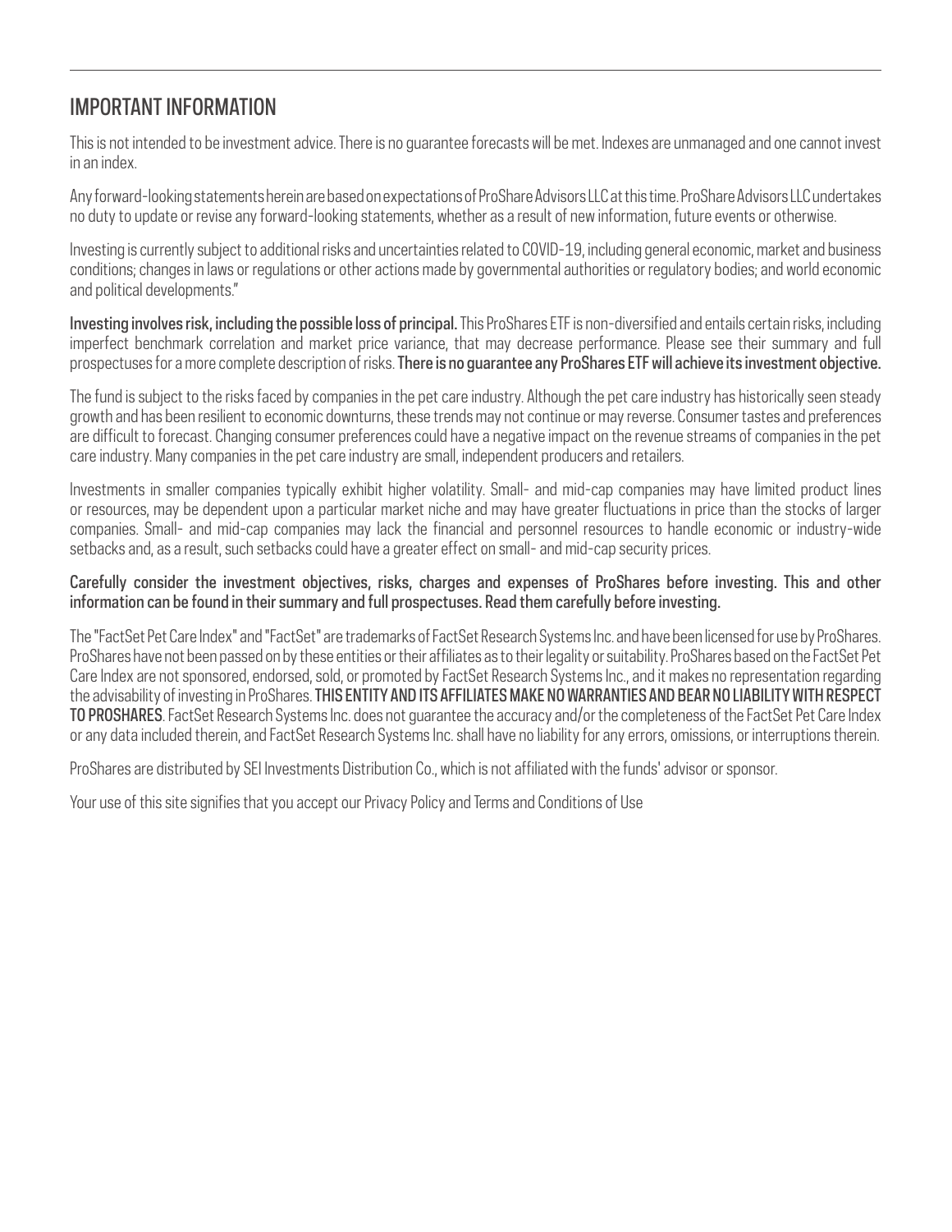## IMPORTANT INFORMATION

This is not intended to be investment advice. There is no guarantee forecasts will be met. Indexes are unmanaged and one cannot invest in an index.

Any forward-looking statements herein are based on expectations of ProShare Advisors LLC at this time. ProShare Advisors LLC undertakes no duty to update or revise any forward-looking statements, whether as a result of new information, future events or otherwise.

Investing is currently subject to additional risks and uncertainties related to COVID-19, including general economic, market and business conditions; changes in laws or regulations or other actions made by governmental authorities or regulatory bodies; and world economic and political developments."

**Investing involves risk, including the possible loss of principal.** This ProShares ETF is non-diversified and entails certain risks, including imperfect benchmark correlation and market price variance, that may decrease performance. Please see their summary and full prospectuses for a more complete description of risks. **There is no guarantee any ProShares ETF will achieve its investment objective.**

The fund is subject to the risks faced by companies in the pet care industry. Although the pet care industry has historically seen steady growth and has been resilient to economic downturns, these trends may not continue or may reverse. Consumer tastes and preferences are difficult to forecast. Changing consumer preferences could have a negative impact on the revenue streams of companies in the pet care industry. Many companies in the pet care industry are small, independent producers and retailers.

Investments in smaller companies typically exhibit higher volatility. Small- and mid-cap companies may have limited product lines or resources, may be dependent upon a particular market niche and may have greater fluctuations in price than the stocks of larger companies. Small- and mid-cap companies may lack the financial and personnel resources to handle economic or industry-wide setbacks and, as a result, such setbacks could have a greater effect on small- and mid-cap security prices.

**Carefully consider the investment objectives, risks, charges and expenses of ProShares before investing. This and other information can be found in their summary and full prospectuses. Read them carefully before investing.**

The "FactSet Pet Care Index" and "FactSet" are trademarks of FactSet Research Systems Inc. and have been licensed for use by ProShares. ProShares have not been passed on by these entities or their affiliates as to their legality or suitability. ProShares based on the FactSet Pet Care Index are not sponsored, endorsed, sold, or promoted by FactSet Research Systems Inc., and it makes no representation regarding the advisability of investing in ProShares. **THIS ENTITY AND ITS AFFILIATES MAKE NO WARRANTIES AND BEAR NO LIABILITY WITH RESPECT TO PROSHARES**. FactSet Research Systems Inc. does not guarantee the accuracy and/or the completeness of the FactSet Pet Care Index or any data included therein, and FactSet Research Systems Inc. shall have no liability for any errors, omissions, or interruptions therein.

ProShares are distributed by SEI Investments Distribution Co., which is not affiliated with the funds' advisor or sponsor.

Your use of this site signifies that you accept our Privacy Policy and Terms and Conditions of Use